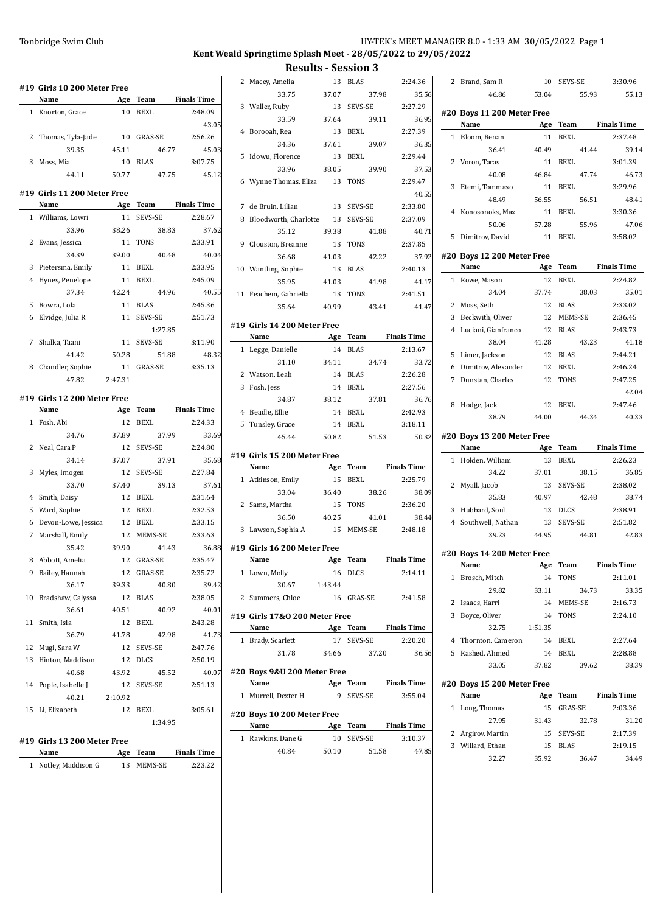Tonbridge Swim Club

**Kent Weald Springtime Splash Meet - 28/05/2022 to 29/05/2022**

## Results - Session 3

### #19 Girls 10 200 Meter Free

| | Name | Age | Team | Finals Time |
|---|---|---|---|---|
| 1 | Knorton, Grace | 10 | BEXL | 2:48.09 |
| | | | | 43.05 |
| 2 | Thomas, Tyla-Jade | 10 | GRAS-SE | 2:56.26 |
| | 39.35 | 45.11 | 46.77 | 45.03 |
| 3 | Moss, Mia | 10 | BLAS | 3:07.75 |
| | 44.11 | 50.77 | 47.75 | 45.12 |

### #19 Girls 11 200 Meter Free

| | Name | Age | Team | Finals Time |
|---|---|---|---|---|
| 1 | Williams, Lowri | 11 | SEVS-SE | 2:28.67 |
| | 33.96 | 38.26 | 38.83 | 37.62 |
| 2 | Evans, Jessica | 11 | TONS | 2:33.91 |
| | 34.39 | 39.00 | 40.48 | 40.04 |
| 3 | Pietersma, Emily | 11 | BEXL | 2:33.95 |
| 4 | Hynes, Penelope | 11 | BEXL | 2:45.09 |
| | 37.34 | 42.24 | 44.96 | 40.55 |
| 5 | Bowra, Lola | 11 | BLAS | 2:45.36 |
| 6 | Elvidge, Julia R | 11 | SEVS-SE | 2:51.73 |
| | | | 1:27.85 | |
| 7 | Shulka, Taani | 11 | SEVS-SE | 3:11.90 |
| | 41.42 | 50.28 | 51.88 | 48.32 |
| 8 | Chandler, Sophie | 11 | GRAS-SE | 3:35.13 |
| | 47.82 | 2:47.31 | | |

### #19 Girls 12 200 Meter Free

| | Name | Age | Team | Finals Time |
|---|---|---|---|---|
| 1 | Fosh, Abi | 12 | BEXL | 2:24.33 |
| | 34.76 | 37.89 | 37.99 | 33.69 |
| 2 | Neal, Cara P | 12 | SEVS-SE | 2:24.80 |
| | 34.14 | 37.07 | 37.91 | 35.68 |
| 3 | Myles, Imogen | 12 | SEVS-SE | 2:27.84 |
| | 33.70 | 37.40 | 39.13 | 37.61 |
| 4 | Smith, Daisy | 12 | BEXL | 2:31.64 |
| 5 | Ward, Sophie | 12 | BEXL | 2:32.53 |
| 6 | Devon-Lowe, Jessica | 12 | BEXL | 2:33.15 |
| 7 | Marshall, Emily | 12 | MEMS-SE | 2:33.63 |
| | 35.42 | 39.90 | 41.43 | 36.88 |
| 8 | Abbott, Amelia | 12 | GRAS-SE | 2:35.47 |
| 9 | Bailey, Hannah | 12 | GRAS-SE | 2:35.72 |
| | 36.17 | 39.33 | 40.80 | 39.42 |
| 10 | Bradshaw, Calyssa | 12 | BLAS | 2:38.05 |
| | 36.61 | 40.51 | 40.92 | 40.01 |
| 11 | Smith, Isla | 12 | BEXL | 2:43.28 |
| | 36.79 | 41.78 | 42.98 | 41.73 |
| 12 | Mugi, Sara W | 12 | SEVS-SE | 2:47.76 |
| 13 | Hinton, Maddison | 12 | DLCS | 2:50.19 |
| | 40.68 | 43.92 | 45.52 | 40.07 |
| 14 | Pople, Isabelle J | 12 | SEVS-SE | 2:51.13 |
| | 40.21 | 2:10.92 | | |
| 15 | Li, Elizabeth | 12 | BEXL | 3:05.61 |
| | | | 1:34.95 | |

### #19 Girls 13 200 Meter Free

| | Name | Age | Team | Finals Time |
|---|---|---|---|---|
| 1 | Notley, Maddison G | 13 | MEMS-SE | 2:23.22 |
| 2 | Macey, Amelia | 13 | BLAS | 2:24.36 |
| | 33.75 | 37.07 | 37.98 | 35.56 |
| 3 | Waller, Ruby | 13 | SEVS-SE | 2:27.29 |
| | 33.59 | 37.64 | 39.11 | 36.95 |
| 4 | Borooah, Rea | 13 | BEXL | 2:27.39 |
| | 34.36 | 37.61 | 39.07 | 36.35 |
| 5 | Idowu, Florence | 13 | BEXL | 2:29.44 |
| | 33.96 | 38.05 | 39.90 | 37.53 |
| 6 | Wynne Thomas, Eliza | 13 | TONS | 2:29.47 |
| | | | | 40.55 |
| 7 | de Bruin, Lilian | 13 | SEVS-SE | 2:33.80 |
| 8 | Bloodworth, Charlotte | 13 | SEVS-SE | 2:37.09 |
| | 35.12 | 39.38 | 41.88 | 40.71 |
| 9 | Clouston, Breanne | 13 | TONS | 2:37.85 |
| | 36.68 | 41.03 | 42.22 | 37.92 |
| 10 | Wantling, Sophie | 13 | BLAS | 2:40.13 |
| | 35.95 | 41.03 | 41.98 | 41.17 |
| 11 | Feachem, Gabriella | 13 | TONS | 2:41.51 |
| | 35.64 | 40.99 | 43.41 | 41.47 |

### #19 Girls 14 200 Meter Free

| | Name | Age | Team | Finals Time |
|---|---|---|---|---|
| 1 | Legge, Danielle | 14 | BLAS | 2:13.67 |
| | 31.10 | 34.11 | 34.74 | 33.72 |
| 2 | Watson, Leah | 14 | BLAS | 2:26.28 |
| 3 | Fosh, Jess | 14 | BEXL | 2:27.56 |
| | 34.87 | 38.12 | 37.81 | 36.76 |
| 4 | Beadle, Ellie | 14 | BEXL | 2:42.93 |
| 5 | Tunsley, Grace | 14 | BEXL | 3:18.11 |
| | 45.44 | 50.82 | 51.53 | 50.32 |

### #19 Girls 15 200 Meter Free

| | Name | Age | Team | Finals Time |
|---|---|---|---|---|
| 1 | Atkinson, Emily | 15 | BEXL | 2:25.79 |
| | 33.04 | 36.40 | 38.26 | 38.09 |
| 2 | Sams, Martha | 15 | TONS | 2:36.20 |
| | 36.50 | 40.25 | 41.01 | 38.44 |
| 3 | Lawson, Sophia A | 15 | MEMS-SE | 2:48.18 |

### #19 Girls 16 200 Meter Free

| | Name | Age | Team | Finals Time |
|---|---|---|---|---|
| 1 | Lown, Molly | 16 | DLCS | 2:14.11 |
| | 30.67 | 1:43.44 | | |
| 2 | Summers, Chloe | 16 | GRAS-SE | 2:41.58 |

### #19 Girls 17&O 200 Meter Free

| | Name | Age | Team | Finals Time |
|---|---|---|---|---|
| 1 | Brady, Scarlett | 17 | SEVS-SE | 2:20.20 |
| | 31.78 | 34.66 | 37.20 | 36.56 |

### #20 Boys 9&U 200 Meter Free

| | Name | Age | Team | Finals Time |
|---|---|---|---|---|
| 1 | Murrell, Dexter H | 9 | SEVS-SE | 3:55.04 |

### #20 Boys 10 200 Meter Free

| | Name | Age | Team | Finals Time |
|---|---|---|---|---|
| 1 | Rawkins, Dane G | 10 | SEVS-SE | 3:10.37 |
| | 40.84 | 50.10 | 51.58 | 47.85 |
| 2 | Brand, Sam R | 10 | SEVS-SE | 3:30.96 |
| | 46.86 | 53.04 | 55.93 | 55.13 |

### #20 Boys 11 200 Meter Free

| | Name | Age | Team | Finals Time |
|---|---|---|---|---|
| 1 | Bloom, Benan | 11 | BEXL | 2:37.48 |
| | 36.41 | 40.49 | 41.44 | 39.14 |
| 2 | Voron, Taras | 11 | BEXL | 3:01.39 |
| | 40.08 | 46.84 | 47.74 | 46.73 |
| 3 | Etemi, Tommaso | 11 | BEXL | 3:29.96 |
| | 48.49 | 56.55 | 56.51 | 48.41 |
| 4 | Konosonoks, Max | 11 | BEXL | 3:30.36 |
| | 50.06 | 57.28 | 55.96 | 47.06 |
| 5 | Dimitrov, David | 11 | BEXL | 3:58.02 |

### #20 Boys 12 200 Meter Free

| | Name | Age | Team | Finals Time |
|---|---|---|---|---|
| 1 | Rowe, Mason | 12 | BEXL | 2:24.82 |
| | 34.04 | 37.74 | 38.03 | 35.01 |
| 2 | Moss, Seth | 12 | BLAS | 2:33.02 |
| 3 | Beckwith, Oliver | 12 | MEMS-SE | 2:36.45 |
| 4 | Luciani, Gianfranco | 12 | BLAS | 2:43.73 |
| | 38.04 | 41.28 | 43.23 | 41.18 |
| 5 | Limer, Jackson | 12 | BLAS | 2:44.21 |
| 6 | Dimitrov, Alexander | 12 | BEXL | 2:46.24 |
| 7 | Dunstan, Charles | 12 | TONS | 2:47.25 |
| | | | | 42.04 |
| 8 | Hodge, Jack | 12 | BEXL | 2:47.46 |
| | 38.79 | 44.00 | 44.34 | 40.33 |

### #20 Boys 13 200 Meter Free

| | Name | Age | Team | Finals Time |
|---|---|---|---|---|
| 1 | Holden, William | 13 | BEXL | 2:26.23 |
| | 34.22 | 37.01 | 38.15 | 36.85 |
| 2 | Myall, Jacob | 13 | SEVS-SE | 2:38.02 |
| | 35.83 | 40.97 | 42.48 | 38.74 |
| 3 | Hubbard, Soul | 13 | DLCS | 2:38.91 |
| 4 | Southwell, Nathan | 13 | SEVS-SE | 2:51.82 |
| | 39.23 | 44.95 | 44.81 | 42.83 |

### #20 Boys 14 200 Meter Free

| | Name | Age | Team | Finals Time |
|---|---|---|---|---|
| 1 | Brosch, Mitch | 14 | TONS | 2:11.01 |
| | 29.82 | 33.11 | 34.73 | 33.35 |
| 2 | Isaacs, Harri | 14 | MEMS-SE | 2:16.73 |
| 3 | Boyce, Oliver | 14 | TONS | 2:24.10 |
| | 32.75 | 1:51.35 | | |
| 4 | Thornton, Cameron | 14 | BEXL | 2:27.64 |
| 5 | Rashed, Ahmed | 14 | BEXL | 2:28.88 |
| | 33.05 | 37.82 | 39.62 | 38.39 |

### #20 Boys 15 200 Meter Free

| | Name | Age | Team | Finals Time |
|---|---|---|---|---|
| 1 | Long, Thomas | 15 | GRAS-SE | 2:03.36 |
| | 27.95 | 31.43 | 32.78 | 31.20 |
| 2 | Argirov, Martin | 15 | SEVS-SE | 2:17.39 |
| 3 | Willard, Ethan | 15 | BLAS | 2:19.15 |
| | 32.27 | 35.92 | 36.47 | 34.49 |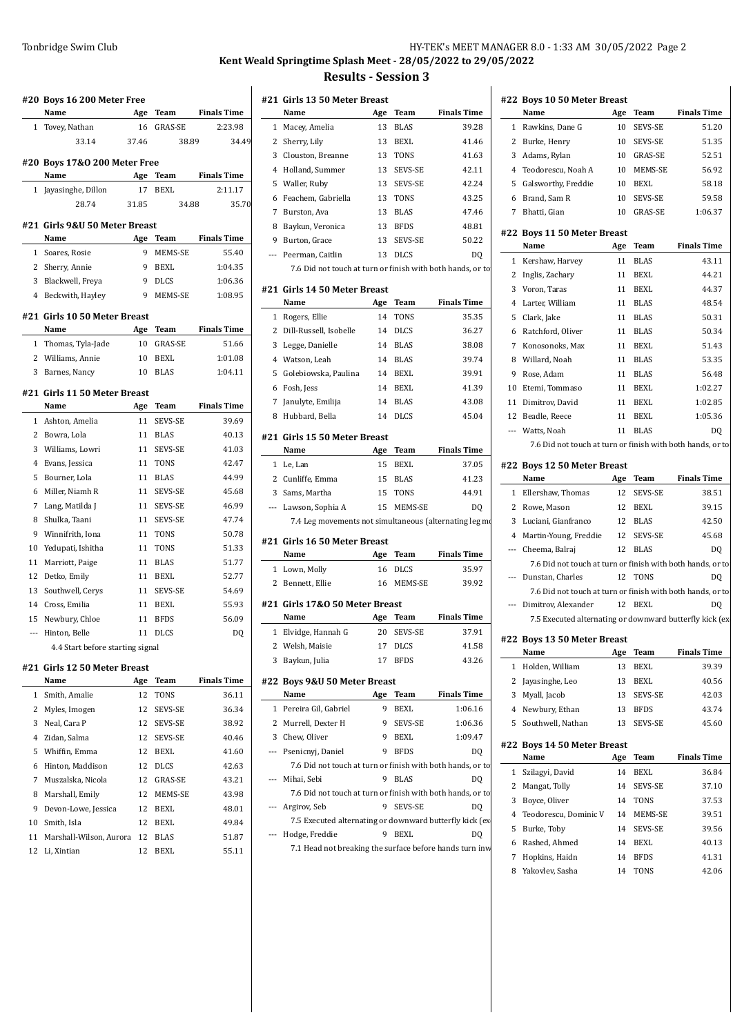Tonbridge Swim Club

**Kent Weald Springtime Splash Meet - 28/05/2022 to 29/05/2022**

## Results - Session 3

### #20 Boys 16 200 Meter Free

| | Name | Age | Team | Finals Time |
|---|---|---|---|---|
| 1 | Tovey, Nathan | 16 | GRAS-SE | 2:23.98 |
| | 33.14 | 37.46 | 38.89 | 34.49 |

### #20 Boys 17&O 200 Meter Free

| | Name | Age | Team | Finals Time |
|---|---|---|---|---|
| 1 | Jayasinghe, Dillon | 17 | BEXL | 2:11.17 |
| | 28.74 | 31.85 | 34.88 | 35.70 |

### #21 Girls 9&U 50 Meter Breast

| | Name | Age | Team | Finals Time |
|---|---|---|---|---|
| 1 | Soares, Rosie | 9 | MEMS-SE | 55.40 |
| 2 | Sherry, Annie | 9 | BEXL | 1:04.35 |
| 3 | Blackwell, Freya | 9 | DLCS | 1:06.36 |
| 4 | Beckwith, Hayley | 9 | MEMS-SE | 1:08.95 |

### #21 Girls 10 50 Meter Breast

| | Name | Age | Team | Finals Time |
|---|---|---|---|---|
| 1 | Thomas, Tyla-Jade | 10 | GRAS-SE | 51.66 |
| 2 | Williams, Annie | 10 | BEXL | 1:01.08 |
| 3 | Barnes, Nancy | 10 | BLAS | 1:04.11 |

### #21 Girls 11 50 Meter Breast

| | Name | Age | Team | Finals Time |
|---|---|---|---|---|
| 1 | Ashton, Amelia | 11 | SEVS-SE | 39.69 |
| 2 | Bowra, Lola | 11 | BLAS | 40.13 |
| 3 | Williams, Lowri | 11 | SEVS-SE | 41.03 |
| 4 | Evans, Jessica | 11 | TONS | 42.47 |
| 5 | Bourner, Lola | 11 | BLAS | 44.99 |
| 6 | Miller, Niamh R | 11 | SEVS-SE | 45.68 |
| 7 | Lang, Matilda J | 11 | SEVS-SE | 46.99 |
| 8 | Shulka, Taani | 11 | SEVS-SE | 47.74 |
| 9 | Winnifrith, Iona | 11 | TONS | 50.78 |
| 10 | Yedupati, Ishitha | 11 | TONS | 51.33 |
| 11 | Marriott, Paige | 11 | BLAS | 51.77 |
| 12 | Detko, Emily | 11 | BEXL | 52.77 |
| 13 | Southwell, Cerys | 11 | SEVS-SE | 54.69 |
| 14 | Cross, Emilia | 11 | BEXL | 55.93 |
| 15 | Newbury, Chloe | 11 | BFDS | 56.09 |
| --- | Hinton, Belle | 11 | DLCS | DQ |
| | 4.4 Start before starting signal | | | |

### #21 Girls 12 50 Meter Breast

| | Name | Age | Team | Finals Time |
|---|---|---|---|---|
| 1 | Smith, Amalie | 12 | TONS | 36.11 |
| 2 | Myles, Imogen | 12 | SEVS-SE | 36.34 |
| 3 | Neal, Cara P | 12 | SEVS-SE | 38.92 |
| 4 | Zidan, Salma | 12 | SEVS-SE | 40.46 |
| 5 | Whiffin, Emma | 12 | BEXL | 41.60 |
| 6 | Hinton, Maddison | 12 | DLCS | 42.63 |
| 7 | Muszalska, Nicola | 12 | GRAS-SE | 43.21 |
| 8 | Marshall, Emily | 12 | MEMS-SE | 43.98 |
| 9 | Devon-Lowe, Jessica | 12 | BEXL | 48.01 |
| 10 | Smith, Isla | 12 | BEXL | 49.84 |
| 11 | Marshall-Wilson, Aurora | 12 | BLAS | 51.87 |
| 12 | Li, Xintian | 12 | BEXL | 55.11 |

### #21 Girls 13 50 Meter Breast

| | Name | Age | Team | Finals Time |
|---|---|---|---|---|
| 1 | Macey, Amelia | 13 | BLAS | 39.28 |
| 2 | Sherry, Lily | 13 | BEXL | 41.46 |
| 3 | Clouston, Breanne | 13 | TONS | 41.63 |
| 4 | Holland, Summer | 13 | SEVS-SE | 42.11 |
| 5 | Waller, Ruby | 13 | SEVS-SE | 42.24 |
| 6 | Feachem, Gabriella | 13 | TONS | 43.25 |
| 7 | Burston, Ava | 13 | BLAS | 47.46 |
| 8 | Baykun, Veronica | 13 | BFDS | 48.81 |
| 9 | Burton, Grace | 13 | SEVS-SE | 50.22 |
| --- | Peerman, Caitlin | 13 | DLCS | DQ |
| | 7.6 Did not touch at turn or finish with both hands, or to | | | |

### #21 Girls 14 50 Meter Breast

| | Name | Age | Team | Finals Time |
|---|---|---|---|---|
| 1 | Rogers, Ellie | 14 | TONS | 35.35 |
| 2 | Dill-Russell, Isobelle | 14 | DLCS | 36.27 |
| 3 | Legge, Danielle | 14 | BLAS | 38.08 |
| 4 | Watson, Leah | 14 | BLAS | 39.74 |
| 5 | Golebiowska, Paulina | 14 | BEXL | 39.91 |
| 6 | Fosh, Jess | 14 | BEXL | 41.39 |
| 7 | Janulyte, Emilija | 14 | BLAS | 43.08 |
| 8 | Hubbard, Bella | 14 | DLCS | 45.04 |

### #21 Girls 15 50 Meter Breast

| | Name | Age | Team | Finals Time |
|---|---|---|---|---|
| 1 | Le, Lan | 15 | BEXL | 37.05 |
| 2 | Cunliffe, Emma | 15 | BLAS | 41.23 |
| 3 | Sams, Martha | 15 | TONS | 44.91 |
| --- | Lawson, Sophia A | 15 | MEMS-SE | DQ |
| | 7.4 Leg movements not simultaneous (alternating leg mo | | | |

### #21 Girls 16 50 Meter Breast

| | Name | Age | Team | Finals Time |
|---|---|---|---|---|
| 1 | Lown, Molly | 16 | DLCS | 35.97 |
| 2 | Bennett, Ellie | 16 | MEMS-SE | 39.92 |

### #21 Girls 17&O 50 Meter Breast

| | Name | Age | Team | Finals Time |
|---|---|---|---|---|
| 1 | Elvidge, Hannah G | 20 | SEVS-SE | 37.91 |
| 2 | Welsh, Maisie | 17 | DLCS | 41.58 |
| 3 | Baykun, Julia | 17 | BFDS | 43.26 |

### #22 Boys 9&U 50 Meter Breast

| | Name | Age | Team | Finals Time |
|---|---|---|---|---|
| 1 | Pereira Gil, Gabriel | 9 | BEXL | 1:06.16 |
| 2 | Murrell, Dexter H | 9 | SEVS-SE | 1:06.36 |
| 3 | Chew, Oliver | 9 | BEXL | 1:09.47 |
| --- | Psenicnyj, Daniel | 9 | BFDS | DQ |
| | 7.6 Did not touch at turn or finish with both hands, or to | | | |
| --- | Mihai, Sebi | 9 | BLAS | DQ |
| | 7.6 Did not touch at turn or finish with both hands, or to | | | |
| --- | Argirov, Seb | 9 | SEVS-SE | DQ |
| | 7.5 Executed alternating or downward butterfly kick (ex | | | |
| --- | Hodge, Freddie | 9 | BEXL | DQ |
| | 7.1 Head not breaking the surface before hands turn inw | | | |

### #22 Boys 10 50 Meter Breast

| | Name | Age | Team | Finals Time |
|---|---|---|---|---|
| 1 | Rawkins, Dane G | 10 | SEVS-SE | 51.20 |
| 2 | Burke, Henry | 10 | SEVS-SE | 51.35 |
| 3 | Adams, Rylan | 10 | GRAS-SE | 52.51 |
| 4 | Teodorescu, Noah A | 10 | MEMS-SE | 56.92 |
| 5 | Galsworthy, Freddie | 10 | BEXL | 58.18 |
| 6 | Brand, Sam R | 10 | SEVS-SE | 59.58 |
| 7 | Bhatti, Gian | 10 | GRAS-SE | 1:06.37 |

### #22 Boys 11 50 Meter Breast

| | Name | Age | Team | Finals Time |
|---|---|---|---|---|
| 1 | Kershaw, Harvey | 11 | BLAS | 43.11 |
| 2 | Inglis, Zachary | 11 | BEXL | 44.21 |
| 3 | Voron, Taras | 11 | BEXL | 44.37 |
| 4 | Larter, William | 11 | BLAS | 48.54 |
| 5 | Clark, Jake | 11 | BLAS | 50.31 |
| 6 | Ratchford, Oliver | 11 | BLAS | 50.34 |
| 7 | Konosonoks, Max | 11 | BEXL | 51.43 |
| 8 | Willard, Noah | 11 | BLAS | 53.35 |
| 9 | Rose, Adam | 11 | BLAS | 56.48 |
| 10 | Etemi, Tommaso | 11 | BEXL | 1:02.27 |
| 11 | Dimitrov, David | 11 | BEXL | 1:02.85 |
| 12 | Beadle, Reece | 11 | BEXL | 1:05.36 |
| --- | Watts, Noah | 11 | BLAS | DQ |
| | 7.6 Did not touch at turn or finish with both hands, or to | | | |

### #22 Boys 12 50 Meter Breast

| | Name | Age | Team | Finals Time |
|---|---|---|---|---|
| 1 | Ellershaw, Thomas | 12 | SEVS-SE | 38.51 |
| 2 | Rowe, Mason | 12 | BEXL | 39.15 |
| 3 | Luciani, Gianfranco | 12 | BLAS | 42.50 |
| 4 | Martin-Young, Freddie | 12 | SEVS-SE | 45.68 |
| --- | Cheema, Balraj | 12 | BLAS | DQ |
| | 7.6 Did not touch at turn or finish with both hands, or to | | | |
| --- | Dunstan, Charles | 12 | TONS | DQ |
| | 7.6 Did not touch at turn or finish with both hands, or to | | | |
| --- | Dimitrov, Alexander | 12 | BEXL | DQ |
| | 7.5 Executed alternating or downward butterfly kick (ex | | | |

### #22 Boys 13 50 Meter Breast

| | Name | Age | Team | Finals Time |
|---|---|---|---|---|
| 1 | Holden, William | 13 | BEXL | 39.39 |
| 2 | Jayasinghe, Leo | 13 | BEXL | 40.56 |
| 3 | Myall, Jacob | 13 | SEVS-SE | 42.03 |
| 4 | Newbury, Ethan | 13 | BFDS | 43.74 |
| 5 | Southwell, Nathan | 13 | SEVS-SE | 45.60 |

### #22 Boys 14 50 Meter Breast

| | Name | Age | Team | Finals Time |
|---|---|---|---|---|
| 1 | Szilagyi, David | 14 | BEXL | 36.84 |
| 2 | Mangat, Tolly | 14 | SEVS-SE | 37.10 |
| 3 | Boyce, Oliver | 14 | TONS | 37.53 |
| 4 | Teodorescu, Dominic V | 14 | MEMS-SE | 39.51 |
| 5 | Burke, Toby | 14 | SEVS-SE | 39.56 |
| 6 | Rashed, Ahmed | 14 | BEXL | 40.13 |
| 7 | Hopkins, Haidn | 14 | BFDS | 41.31 |
| 8 | Yakovlev, Sasha | 14 | TONS | 42.06 |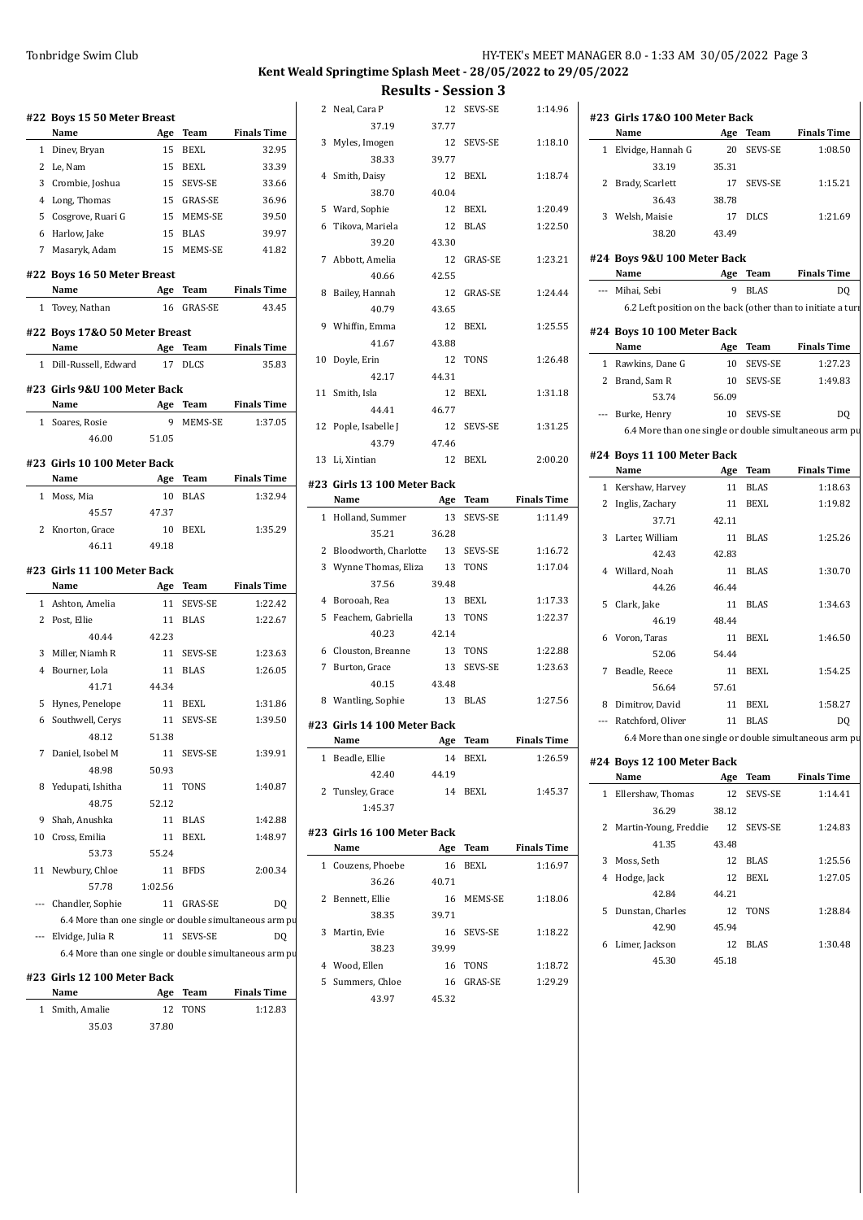# Kent Weald Springtime Splash Meet - 28/05/2022 to 29/05/2022

## Results - Session 3

### #22 Boys 15 50 Meter Breast

| | Name | Age | Team | Finals Time |
|---|---|---|---|---|
| 1 | Dinev, Bryan | 15 | BEXL | 32.95 |
| 2 | Le, Nam | 15 | BEXL | 33.39 |
| 3 | Crombie, Joshua | 15 | SEVS-SE | 33.66 |
| 4 | Long, Thomas | 15 | GRAS-SE | 36.96 |
| 5 | Cosgrove, Ruari G | 15 | MEMS-SE | 39.50 |
| 6 | Harlow, Jake | 15 | BLAS | 39.97 |
| 7 | Masaryk, Adam | 15 | MEMS-SE | 41.82 |

### #22 Boys 16 50 Meter Breast

| | Name | Age | Team | Finals Time |
|---|---|---|---|---|
| 1 | Tovey, Nathan | 16 | GRAS-SE | 43.45 |

### #22 Boys 17&O 50 Meter Breast

| | Name | Age | Team | Finals Time |
|---|---|---|---|---|
| 1 | Dill-Russell, Edward | 17 | DLCS | 35.83 |

### #23 Girls 9&U 100 Meter Back

| | Name | Age | Team | Finals Time |
|---|---|---|---|---|
| 1 | Soares, Rosie | 9 | MEMS-SE | 1:37.05 |
| | 46.00 | 51.05 | | |

### #23 Girls 10 100 Meter Back

| | Name | Age | Team | Finals Time |
|---|---|---|---|---|
| 1 | Moss, Mia | 10 | BLAS | 1:32.94 |
| | 45.57 | 47.37 | | |
| 2 | Knorton, Grace | 10 | BEXL | 1:35.29 |
| | 46.11 | 49.18 | | |

### #23 Girls 11 100 Meter Back

| | Name | Age | Team | Finals Time |
|---|---|---|---|---|
| 1 | Ashton, Amelia | 11 | SEVS-SE | 1:22.42 |
| 2 | Post, Ellie | 11 | BLAS | 1:22.67 |
| | 40.44 | 42.23 | | |
| 3 | Miller, Niamh R | 11 | SEVS-SE | 1:23.63 |
| 4 | Bourner, Lola | 11 | BLAS | 1:26.05 |
| | 41.71 | 44.34 | | |
| 5 | Hynes, Penelope | 11 | BEXL | 1:31.86 |
| 6 | Southwell, Cerys | 11 | SEVS-SE | 1:39.50 |
| | 48.12 | 51.38 | | |
| 7 | Daniel, Isobel M | 11 | SEVS-SE | 1:39.91 |
| | 48.98 | 50.93 | | |
| 8 | Yedupati, Ishitha | 11 | TONS | 1:40.87 |
| | 48.75 | 52.12 | | |
| 9 | Shah, Anushka | 11 | BLAS | 1:42.88 |
| 10 | Cross, Emilia | 11 | BEXL | 1:48.97 |
| | 53.73 | 55.24 | | |
| 11 | Newbury, Chloe | 11 | BFDS | 2:00.34 |
| | 57.78 | 1:02.56 | | |
| --- | Chandler, Sophie | 11 | GRAS-SE | DQ |
| | 6.4 More than one single or double simultaneous arm pu | | | |
| --- | Elvidge, Julia R | 11 | SEVS-SE | DQ |
| | 6.4 More than one single or double simultaneous arm pu | | | |

### #23 Girls 12 100 Meter Back

| | Name | Age | Team | Finals Time |
|---|---|---|---|---|
| 1 | Smith, Amalie | 12 | TONS | 1:12.83 |
| | 35.03 | 37.80 | | |
| 2 | Neal, Cara P | 12 | SEVS-SE | 1:14.96 |
| | 37.19 | 37.77 | | |
| 3 | Myles, Imogen | 12 | SEVS-SE | 1:18.10 |
| | 38.33 | 39.77 | | |
| 4 | Smith, Daisy | 12 | BEXL | 1:18.74 |
| | 38.70 | 40.04 | | |
| 5 | Ward, Sophie | 12 | BEXL | 1:20.49 |
| 6 | Tikova, Mariela | 12 | BLAS | 1:22.50 |
| | 39.20 | 43.30 | | |
| 7 | Abbott, Amelia | 12 | GRAS-SE | 1:23.21 |
| | 40.66 | 42.55 | | |
| 8 | Bailey, Hannah | 12 | GRAS-SE | 1:24.44 |
| | 40.79 | 43.65 | | |
| 9 | Whiffin, Emma | 12 | BEXL | 1:25.55 |
| | 41.67 | 43.88 | | |
| 10 | Doyle, Erin | 12 | TONS | 1:26.48 |
| | 42.17 | 44.31 | | |
| 11 | Smith, Isla | 12 | BEXL | 1:31.18 |
| | 44.41 | 46.77 | | |
| 12 | Pople, Isabelle J | 12 | SEVS-SE | 1:31.25 |
| | 43.79 | 47.46 | | |
| 13 | Li, Xintian | 12 | BEXL | 2:00.20 |

### #23 Girls 13 100 Meter Back

| | Name | Age | Team | Finals Time |
|---|---|---|---|---|
| 1 | Holland, Summer | 13 | SEVS-SE | 1:11.49 |
| | 35.21 | 36.28 | | |
| 2 | Bloodworth, Charlotte | 13 | SEVS-SE | 1:16.72 |
| 3 | Wynne Thomas, Eliza | 13 | TONS | 1:17.04 |
| | 37.56 | 39.48 | | |
| 4 | Borooah, Rea | 13 | BEXL | 1:17.33 |
| 5 | Feachem, Gabriella | 13 | TONS | 1:22.37 |
| | 40.23 | 42.14 | | |
| 6 | Clouston, Breanne | 13 | TONS | 1:22.88 |
| 7 | Burton, Grace | 13 | SEVS-SE | 1:23.63 |
| | 40.15 | 43.48 | | |
| 8 | Wantling, Sophie | 13 | BLAS | 1:27.56 |

### #23 Girls 14 100 Meter Back

| | Name | Age | Team | Finals Time |
|---|---|---|---|---|
| 1 | Beadle, Ellie | 14 | BEXL | 1:26.59 |
| | 42.40 | 44.19 | | |
| 2 | Tunsley, Grace | 14 | BEXL | 1:45.37 |
| | 1:45.37 | | | |

### #23 Girls 16 100 Meter Back

| | Name | Age | Team | Finals Time |
|---|---|---|---|---|
| 1 | Couzens, Phoebe | 16 | BEXL | 1:16.97 |
| | 36.26 | 40.71 | | |
| 2 | Bennett, Ellie | 16 | MEMS-SE | 1:18.06 |
| | 38.35 | 39.71 | | |
| 3 | Martin, Evie | 16 | SEVS-SE | 1:18.22 |
| | 38.23 | 39.99 | | |
| 4 | Wood, Ellen | 16 | TONS | 1:18.72 |
| 5 | Summers, Chloe | 16 | GRAS-SE | 1:29.29 |
| | 43.97 | 45.32 | | |

### #23 Girls 17&O 100 Meter Back

| | Name | Age | Team | Finals Time |
|---|---|---|---|---|
| 1 | Elvidge, Hannah G | 20 | SEVS-SE | 1:08.50 |
| | 33.19 | 35.31 | | |
| 2 | Brady, Scarlett | 17 | SEVS-SE | 1:15.21 |
| | 36.43 | 38.78 | | |
| 3 | Welsh, Maisie | 17 | DLCS | 1:21.69 |
| | 38.20 | 43.49 | | |

### #24 Boys 9&U 100 Meter Back

| | Name | Age | Team | Finals Time |
|---|---|---|---|---|
| --- | Mihai, Sebi | 9 | BLAS | DQ |
| | 6.2 Left position on the back (other than to initiate a turn | | | |

### #24 Boys 10 100 Meter Back

| | Name | Age | Team | Finals Time |
|---|---|---|---|---|
| 1 | Rawkins, Dane G | 10 | SEVS-SE | 1:27.23 |
| 2 | Brand, Sam R | 10 | SEVS-SE | 1:49.83 |
| | 53.74 | 56.09 | | |
| --- | Burke, Henry | 10 | SEVS-SE | DQ |
| | 6.4 More than one single or double simultaneous arm pu | | | |

### #24 Boys 11 100 Meter Back

| | Name | Age | Team | Finals Time |
|---|---|---|---|---|
| 1 | Kershaw, Harvey | 11 | BLAS | 1:18.63 |
| 2 | Inglis, Zachary | 11 | BEXL | 1:19.82 |
| | 37.71 | 42.11 | | |
| 3 | Larter, William | 11 | BLAS | 1:25.26 |
| | 42.43 | 42.83 | | |
| 4 | Willard, Noah | 11 | BLAS | 1:30.70 |
| | 44.26 | 46.44 | | |
| 5 | Clark, Jake | 11 | BLAS | 1:34.63 |
| | 46.19 | 48.44 | | |
| 6 | Voron, Taras | 11 | BEXL | 1:46.50 |
| | 52.06 | 54.44 | | |
| 7 | Beadle, Reece | 11 | BEXL | 1:54.25 |
| | 56.64 | 57.61 | | |
| 8 | Dimitrov, David | 11 | BEXL | 1:58.27 |
| --- | Ratchford, Oliver | 11 | BLAS | DQ |
| | 6.4 More than one single or double simultaneous arm pu | | | |

### #24 Boys 12 100 Meter Back

| | Name | Age | Team | Finals Time |
|---|---|---|---|---|
| 1 | Ellershaw, Thomas | 12 | SEVS-SE | 1:14.41 |
| | 36.29 | 38.12 | | |
| 2 | Martin-Young, Freddie | 12 | SEVS-SE | 1:24.83 |
| | 41.35 | 43.48 | | |
| 3 | Moss, Seth | 12 | BLAS | 1:25.56 |
| 4 | Hodge, Jack | 12 | BEXL | 1:27.05 |
| | 42.84 | 44.21 | | |
| 5 | Dunstan, Charles | 12 | TONS | 1:28.84 |
| | 42.90 | 45.94 | | |
| 6 | Limer, Jackson | 12 | BLAS | 1:30.48 |
| | 45.30 | 45.18 | | |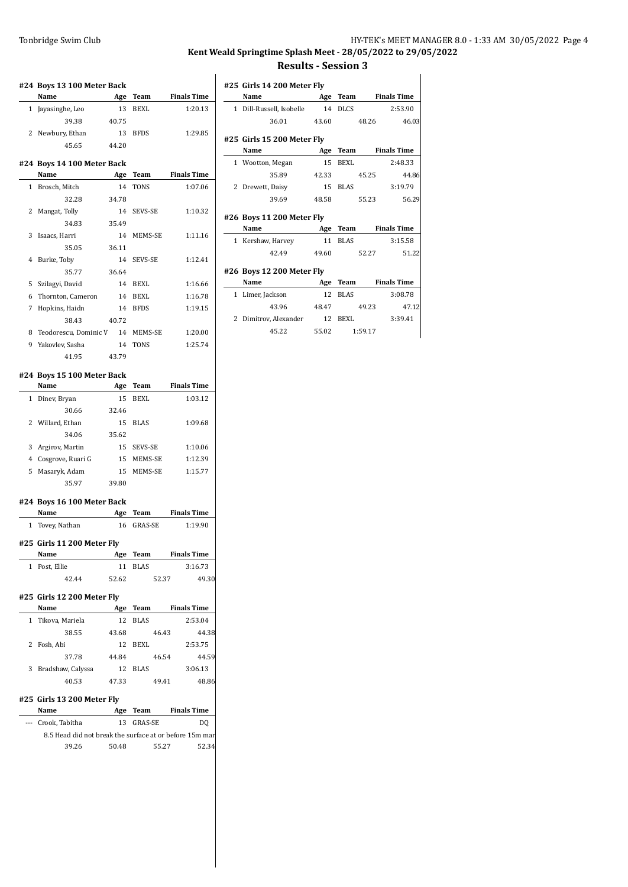# Kent Weald Springtime Splash Meet - 28/05/2022 to 29/05/2022

## Results - Session 3

### #24 Boys 13 100 Meter Back

| | Name | Age | Team | Finals Time |
|---|---|---|---|---|
| 1 | Jayasinghe, Leo | 13 | BEXL | 1:20.13 |
| | 39.38 | 40.75 | | |
| 2 | Newbury, Ethan | 13 | BFDS | 1:29.85 |
| | 45.65 | 44.20 | | |

### #24 Boys 14 100 Meter Back

| | Name | Age | Team | Finals Time |
|---|---|---|---|---|
| 1 | Brosch, Mitch | 14 | TONS | 1:07.06 |
| | 32.28 | 34.78 | | |
| 2 | Mangat, Tolly | 14 | SEVS-SE | 1:10.32 |
| | 34.83 | 35.49 | | |
| 3 | Isaacs, Harri | 14 | MEMS-SE | 1:11.16 |
| | 35.05 | 36.11 | | |
| 4 | Burke, Toby | 14 | SEVS-SE | 1:12.41 |
| | 35.77 | 36.64 | | |
| 5 | Szilagyi, David | 14 | BEXL | 1:16.66 |
| 6 | Thornton, Cameron | 14 | BEXL | 1:16.78 |
| 7 | Hopkins, Haidn | 14 | BFDS | 1:19.15 |
| | 38.43 | 40.72 | | |
| 8 | Teodorescu, Dominic V | 14 | MEMS-SE | 1:20.00 |
| 9 | Yakovlev, Sasha | 14 | TONS | 1:25.74 |
| | 41.95 | 43.79 | | |

### #24 Boys 15 100 Meter Back

| | Name | Age | Team | Finals Time |
|---|---|---|---|---|
| 1 | Dinev, Bryan | 15 | BEXL | 1:03.12 |
| | 30.66 | 32.46 | | |
| 2 | Willard, Ethan | 15 | BLAS | 1:09.68 |
| | 34.06 | 35.62 | | |
| 3 | Argirov, Martin | 15 | SEVS-SE | 1:10.06 |
| 4 | Cosgrove, Ruari G | 15 | MEMS-SE | 1:12.39 |
| 5 | Masaryk, Adam | 15 | MEMS-SE | 1:15.77 |
| | 35.97 | 39.80 | | |

### #24 Boys 16 100 Meter Back

| | Name | Age | Team | Finals Time |
|---|---|---|---|---|
| 1 | Tovey, Nathan | 16 | GRAS-SE | 1:19.90 |

### #25 Girls 11 200 Meter Fly

| | Name | Age | Team | | Finals Time |
|---|---|---|---|---|---|
| 1 | Post, Ellie | 11 | BLAS | | 3:16.73 |
| | 42.44 | 52.62 | | 52.37 | 49.30 |

### #25 Girls 12 200 Meter Fly

| | Name | Age | Team | | Finals Time |
|---|---|---|---|---|---|
| 1 | Tikova, Mariela | 12 | BLAS | | 2:53.04 |
| | 38.55 | 43.68 | | 46.43 | 44.38 |
| 2 | Fosh, Abi | 12 | BEXL | | 2:53.75 |
| | 37.78 | 44.84 | | 46.54 | 44.59 |
| 3 | Bradshaw, Calyssa | 12 | BLAS | | 3:06.13 |
| | 40.53 | 47.33 | | 49.41 | 48.86 |

### #25 Girls 13 200 Meter Fly

| | Name | Age | Team | | Finals Time |
|---|---|---|---|---|---|
| --- | Crook, Tabitha | 13 | GRAS-SE | | DQ |
| | 8.5 Head did not break the surface at or before 15m mar | | | | |
| | 39.26 | 50.48 | | 55.27 | 52.34 |

### #25 Girls 14 200 Meter Fly

| | Name | Age | Team | | Finals Time |
|---|---|---|---|---|---|
| 1 | Dill-Russell, Isobelle | 14 | DLCS | | 2:53.90 |
| | 36.01 | 43.60 | | 48.26 | 46.03 |

### #25 Girls 15 200 Meter Fly

| | Name | Age | Team | | Finals Time |
|---|---|---|---|---|---|
| 1 | Wootton, Megan | 15 | BEXL | | 2:48.33 |
| | 35.89 | 42.33 | | 45.25 | 44.86 |
| 2 | Drewett, Daisy | 15 | BLAS | | 3:19.79 |
| | 39.69 | 48.58 | | 55.23 | 56.29 |

### #26 Boys 11 200 Meter Fly

| | Name | Age | Team | | Finals Time |
|---|---|---|---|---|---|
| 1 | Kershaw, Harvey | 11 | BLAS | | 3:15.58 |
| | 42.49 | 49.60 | | 52.27 | 51.22 |

### #26 Boys 12 200 Meter Fly

| | Name | Age | Team | | Finals Time |
|---|---|---|---|---|---|
| 1 | Limer, Jackson | 12 | BLAS | | 3:08.78 |
| | 43.96 | 48.47 | | 49.23 | 47.12 |
| 2 | Dimitrov, Alexander | 12 | BEXL | | 3:39.41 |
| | 45.22 | 55.02 | | 1:59.17 | |